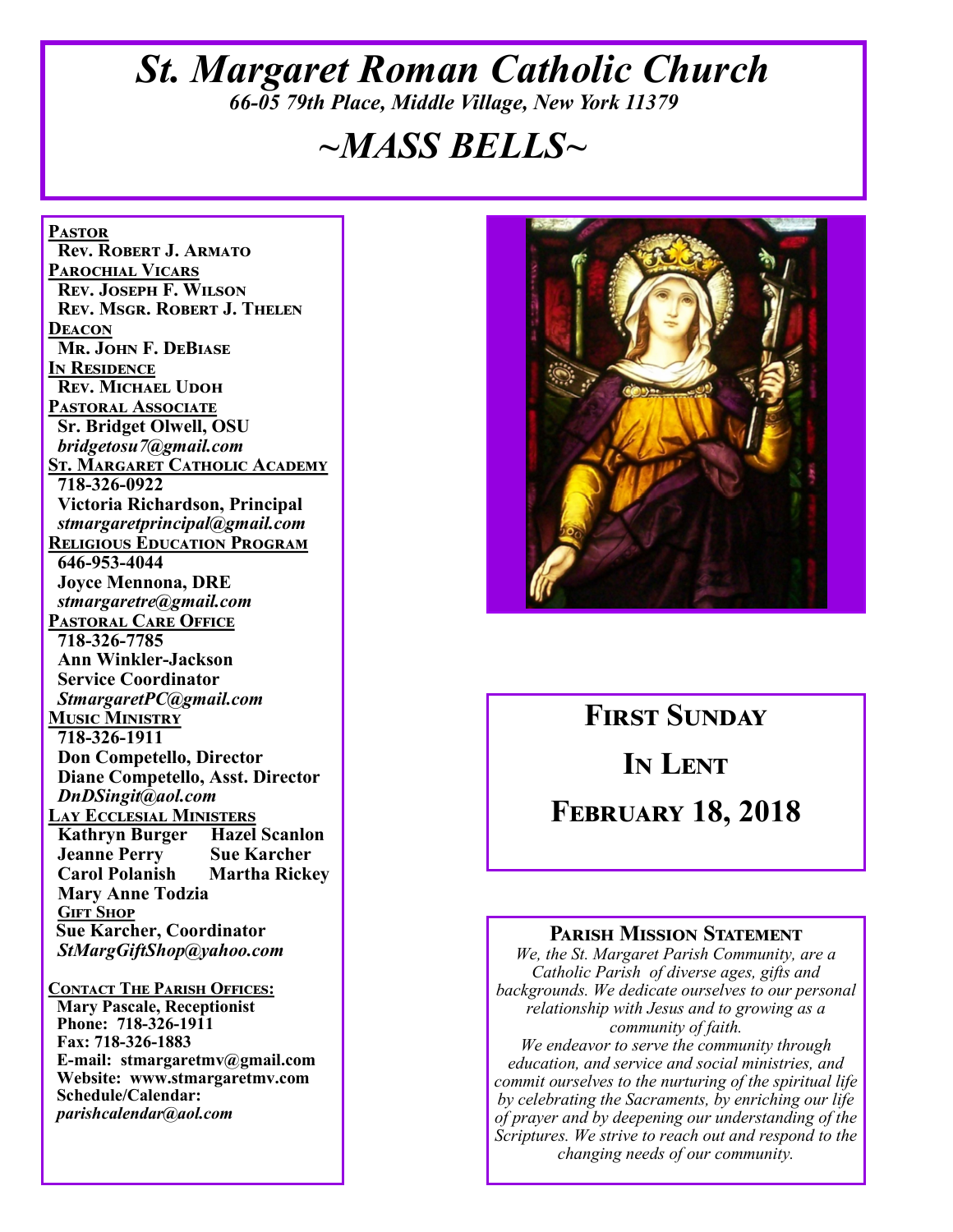# St. Margaret Roman Catholic Church

*66-05 79th Place, Middle Village, New York 11379*

# ~MASS BELLS~

**PASTOR**
Rev. Robert J. Armato

**PAROCHIAL VICARS**
Rev. Joseph F. Wilson
Rev. Msgr. Robert J. Thelen

**DEACON**
Mr. John F. DeBiase

**IN RESIDENCE**
Rev. Michael Udoh

**PASTORAL ASSOCIATE**
Sr. Bridget Olwell, OSU
*bridgetosu7@gmail.com*

**ST. MARGARET CATHOLIC ACADEMY**
718-326-0922
Victoria Richardson, Principal
*stmargaretprincipal@gmail.com*

**RELIGIOUS EDUCATION PROGRAM**
646-953-4044
Joyce Mennona, DRE
*stmargaretre@gmail.com*

**PASTORAL CARE OFFICE**
718-326-7785
Ann Winkler-Jackson
Service Coordinator
*StmargaretPC@gmail.com*

**MUSIC MINISTRY**
718-326-1911
Don Competello, Director
Diane Competello, Asst. Director
*DnDSingit@aol.com*

**LAY ECCLESIAL MINISTERS**
Kathryn Burger — Hazel Scanlon
Jeanne Perry — Sue Karcher
Carol Polanish — Martha Rickey
Mary Anne Todzia

**GIFT SHOP**
Sue Karcher, Coordinator
*StMargGiftShop@yahoo.com*

**CONTACT THE PARISH OFFICES:**
Mary Pascale, Receptionist
Phone: 718-326-1911
Fax: 718-326-1883
E-mail: stmargaretmv@gmail.com
Website: www.stmargaretmv.com
Schedule/Calendar:
*parishcalendar@aol.com*

## First Sunday In Lent

## February 18, 2018

### Parish Mission Statement

*We, the St. Margaret Parish Community, are a Catholic Parish of diverse ages, gifts and backgrounds. We dedicate ourselves to our personal relationship with Jesus and to growing as a community of faith.*
*We endeavor to serve the community through education, and service and social ministries, and commit ourselves to the nurturing of the spiritual life by celebrating the Sacraments, by enriching our life of prayer and by deepening our understanding of the Scriptures. We strive to reach out and respond to the changing needs of our community.*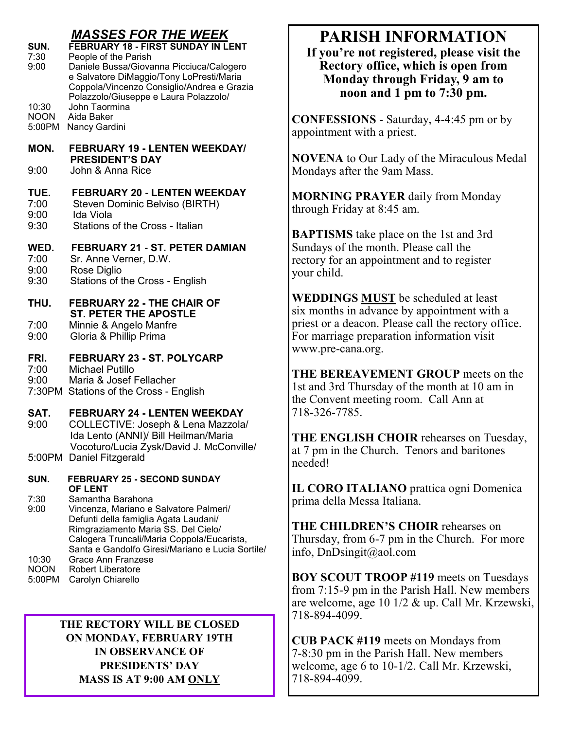## *MASSES FOR THE WEEK*

**SUN. FEBRUARY 18 - FIRST SUNDAY IN LENT**

7:30 People of the Parish
9:00 Daniele Bussa/Giovanna Picciuca/Calogero e Salvatore DiMaggio/Tony LoPresti/Maria Coppola/Vincenzo Consiglio/Andrea e Grazia Polazzolo/Giuseppe e Laura Polazzolo/
10:30 John Taormina
NOON Aida Baker
5:00PM Nancy Gardini

**MON. FEBRUARY 19 - LENTEN WEEKDAY/ PRESIDENT'S DAY**

9:00 John & Anna Rice

**TUE. FEBRUARY 20 - LENTEN WEEKDAY**

7:00 Steven Dominic Belviso (BIRTH)
9:00 Ida Viola
9:30 Stations of the Cross - Italian

**WED. FEBRUARY 21 - ST. PETER DAMIAN**

7:00 Sr. Anne Verner, D.W.
9:00 Rose Diglio
9:30 Stations of the Cross - English

**THU. FEBRUARY 22 - THE CHAIR OF ST. PETER THE APOSTLE**

7:00 Minnie & Angelo Manfre
9:00 Gloria & Phillip Prima

**FRI. FEBRUARY 23 - ST. POLYCARP**

7:00 Michael Putillo
9:00 Maria & Josef Fellacher
7:30PM Stations of the Cross - English

**SAT. FEBRUARY 24 - LENTEN WEEKDAY**

9:00 COLLECTIVE: Joseph & Lena Mazzola/ Ida Lento (ANNI)/ Bill Heilman/Maria Vocoturo/Lucia Zysk/David J. McConville/
5:00PM Daniel Fitzgerald

**SUN. FEBRUARY 25 - SECOND SUNDAY OF LENT**

7:30 Samantha Barahona
9:00 Vincenza, Mariano e Salvatore Palmeri/ Defunti della famiglia Agata Laudani/ Rimgraziamento Maria SS. Del Cielo/ Calogera Truncali/Maria Coppola/Eucarista, Santa e Gandolfo Giresi/Mariano e Lucia Sortile/
10:30 Grace Ann Franzese
NOON Robert Liberatore
5:00PM Carolyn Chiarello

**THE RECTORY WILL BE CLOSED ON MONDAY, FEBRUARY 19TH IN OBSERVANCE OF PRESIDENTS' DAY MASS IS AT 9:00 AM ONLY**

# PARISH INFORMATION

**If you're not registered, please visit the Rectory office, which is open from Monday through Friday, 9 am to noon and 1 pm to 7:30 pm.**

**CONFESSIONS** - Saturday, 4-4:45 pm or by appointment with a priest.

**NOVENA** to Our Lady of the Miraculous Medal Mondays after the 9am Mass.

**MORNING PRAYER** daily from Monday through Friday at 8:45 am.

**BAPTISMS** take place on the 1st and 3rd Sundays of the month. Please call the rectory for an appointment and to register your child.

**WEDDINGS MUST** be scheduled at least six months in advance by appointment with a priest or a deacon. Please call the rectory office. For marriage preparation information visit www.pre-cana.org.

**THE BEREAVEMENT GROUP** meets on the 1st and 3rd Thursday of the month at 10 am in the Convent meeting room. Call Ann at 718-326-7785.

**THE ENGLISH CHOIR** rehearses on Tuesday, at 7 pm in the Church. Tenors and baritones needed!

**IL CORO ITALIANO** prattica ogni Domenica prima della Messa Italiana.

**THE CHILDREN'S CHOIR** rehearses on Thursday, from 6-7 pm in the Church. For more info, DnDsingit@aol.com

**BOY SCOUT TROOP #119** meets on Tuesdays from 7:15-9 pm in the Parish Hall. New members are welcome, age 10 1/2 & up. Call Mr. Krzewski, 718-894-4099.

**CUB PACK #119** meets on Mondays from 7-8:30 pm in the Parish Hall. New members welcome, age 6 to 10-1/2. Call Mr. Krzewski, 718-894-4099.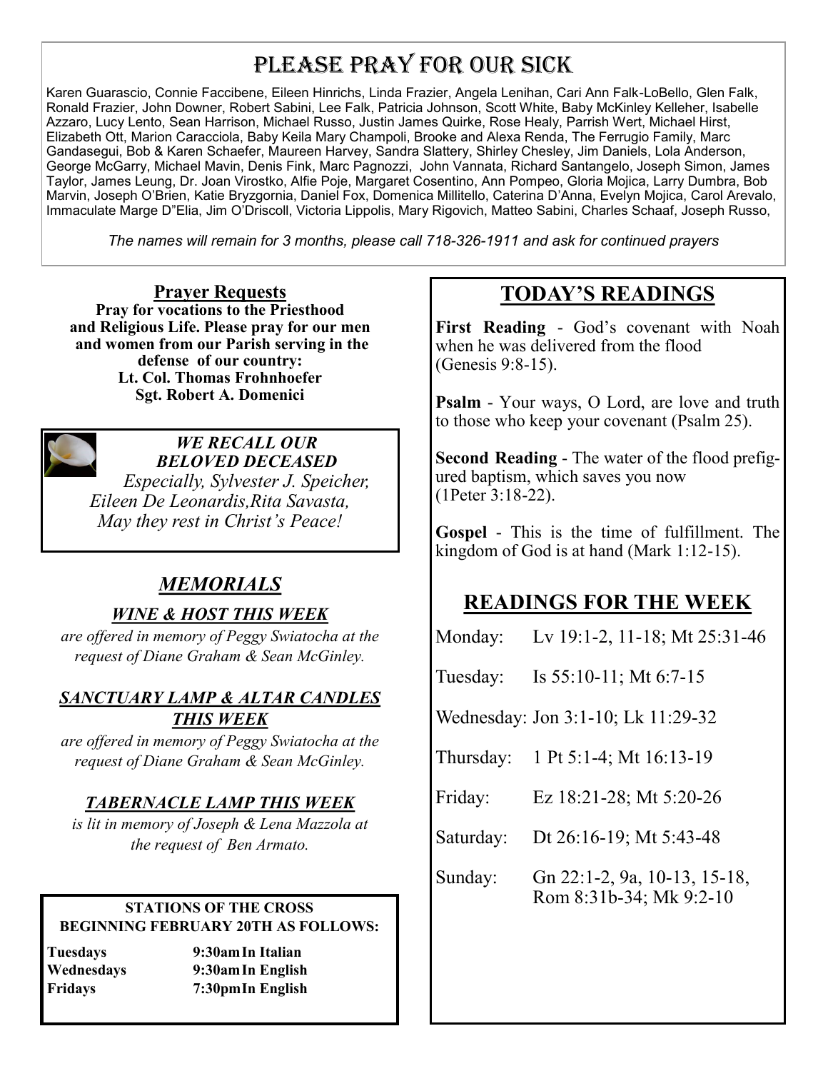# Please Pray for Our Sick

Karen Guarascio, Connie Faccibene, Eileen Hinrichs, Linda Frazier, Angela Lenihan, Cari Ann Falk-LoBello, Glen Falk, Ronald Frazier, John Downer, Robert Sabini, Lee Falk, Patricia Johnson, Scott White, Baby McKinley Kelleher, Isabelle Azzaro, Lucy Lento, Sean Harrison, Michael Russo, Justin James Quirke, Rose Healy, Parrish Wert, Michael Hirst, Elizabeth Ott, Marion Caracciola, Baby Keila Mary Champoli, Brooke and Alexa Renda, The Ferrugio Family, Marc Gandasegui, Bob & Karen Schaefer, Maureen Harvey, Sandra Slattery, Shirley Chesley, Jim Daniels, Lola Anderson, George McGarry, Michael Mavin, Denis Fink, Marc Pagnozzi, John Vannata, Richard Santangelo, Joseph Simon, James Taylor, James Leung, Dr. Joan Virostko, Alfie Poje, Margaret Cosentino, Ann Pompeo, Gloria Mojica, Larry Dumbra, Bob Marvin, Joseph O'Brien, Katie Bryzgornia, Daniel Fox, Domenica Millitello, Caterina D'Anna, Evelyn Mojica, Carol Arevalo, Immaculate Marge D"Elia, Jim O'Driscoll, Victoria Lippolis, Mary Rigovich, Matteo Sabini, Charles Schaaf, Joseph Russo,

*The names will remain for 3 months, please call 718-326-1911 and ask for continued prayers*

## Prayer Requests

**Pray for vocations to the Priesthood and Religious Life. Please pray for our men and women from our Parish serving in the defense of our country:**
**Lt. Col. Thomas Frohnhoefer**
**Sgt. Robert A. Domenici**

***WE RECALL OUR BELOVED DECEASED***

*Especially, Sylvester J. Speicher, Eileen De Leonardis,Rita Savasta, May they rest in Christ's Peace!*

## *MEMORIALS*

### *WINE & HOST THIS WEEK*

*are offered in memory of Peggy Swiatocha at the request of Diane Graham & Sean McGinley.*

### *SANCTUARY LAMP & ALTAR CANDLES THIS WEEK*

*are offered in memory of Peggy Swiatocha at the request of Diane Graham & Sean McGinley.*

### *TABERNACLE LAMP THIS WEEK*

*is lit in memory of Joseph & Lena Mazzola at the request of Ben Armato.*

**STATIONS OF THE CROSS BEGINNING FEBRUARY 20TH AS FOLLOWS:**

| | | |
|---|---|---|
| **Tuesdays** | **9:30am** | **In Italian** |
| **Wednesdays** | **9:30am** | **In English** |
| **Fridays** | **7:30pm** | **In English** |

## TODAY'S READINGS

**First Reading** - God's covenant with Noah when he was delivered from the flood (Genesis 9:8-15).

**Psalm** - Your ways, O Lord, are love and truth to those who keep your covenant (Psalm 25).

**Second Reading** - The water of the flood prefigured baptism, which saves you now (1Peter 3:18-22).

**Gospel** - This is the time of fulfillment. The kingdom of God is at hand (Mark 1:12-15).

## READINGS FOR THE WEEK

| | |
|---|---|
| Monday: | Lv 19:1-2, 11-18; Mt 25:31-46 |
| Tuesday: | Is 55:10-11; Mt 6:7-15 |
| Wednesday: | Jon 3:1-10; Lk 11:29-32 |
| Thursday: | 1 Pt 5:1-4; Mt 16:13-19 |
| Friday: | Ez 18:21-28; Mt 5:20-26 |
| Saturday: | Dt 26:16-19; Mt 5:43-48 |
| Sunday: | Gn 22:1-2, 9a, 10-13, 15-18, Rom 8:31b-34; Mk 9:2-10 |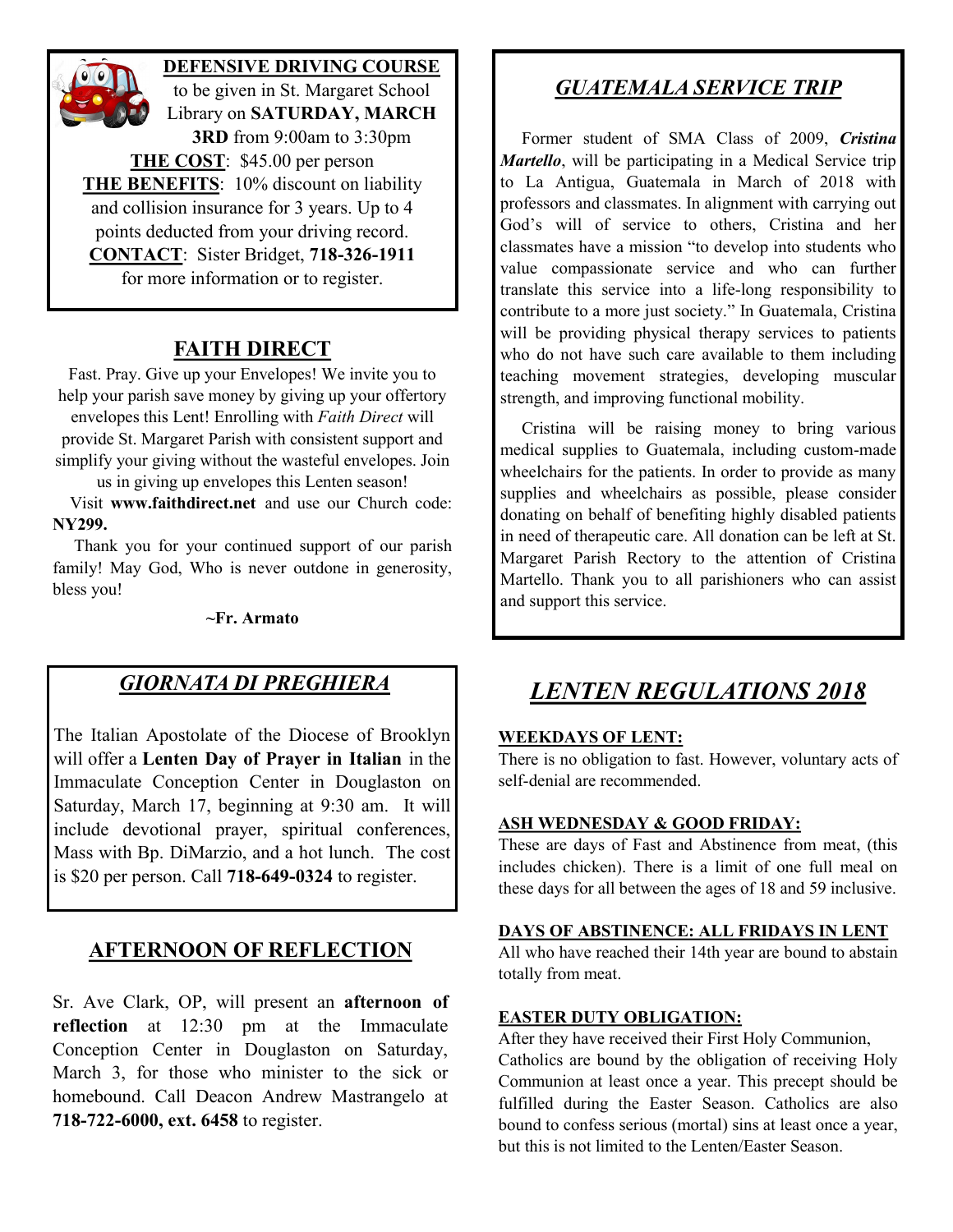## DEFENSIVE DRIVING COURSE

to be given in St. Margaret School Library on **SATURDAY, MARCH 3RD** from 9:00am to 3:30pm

**THE COST**: $45.00 per person

**THE BENEFITS**: 10% discount on liability and collision insurance for 3 years. Up to 4 points deducted from your driving record.

**CONTACT**: Sister Bridget, **718-326-1911** for more information or to register.

## FAITH DIRECT

Fast. Pray. Give up your Envelopes! We invite you to help your parish save money by giving up your offertory envelopes this Lent! Enrolling with *Faith Direct* will provide St. Margaret Parish with consistent support and simplify your giving without the wasteful envelopes. Join us in giving up envelopes this Lenten season!

Visit **www.faithdirect.net** and use our Church code: **NY299.**

Thank you for your continued support of our parish family! May God, Who is never outdone in generosity, bless you!

**~Fr. Armato**

## *GIORNATA DI PREGHIERA*

The Italian Apostolate of the Diocese of Brooklyn will offer a **Lenten Day of Prayer in Italian** in the Immaculate Conception Center in Douglaston on Saturday, March 17, beginning at 9:30 am. It will include devotional prayer, spiritual conferences, Mass with Bp. DiMarzio, and a hot lunch. The cost is $20 per person. Call **718-649-0324** to register.

## AFTERNOON OF REFLECTION

Sr. Ave Clark, OP, will present an **afternoon of reflection** at 12:30 pm at the Immaculate Conception Center in Douglaston on Saturday, March 3, for those who minister to the sick or homebound. Call Deacon Andrew Mastrangelo at **718-722-6000, ext. 6458** to register.

## *GUATEMALA SERVICE TRIP*

Former student of SMA Class of 2009, ***Cristina Martello***, will be participating in a Medical Service trip to La Antigua, Guatemala in March of 2018 with professors and classmates. In alignment with carrying out God's will of service to others, Cristina and her classmates have a mission "to develop into students who value compassionate service and who can further translate this service into a life-long responsibility to contribute to a more just society." In Guatemala, Cristina will be providing physical therapy services to patients who do not have such care available to them including teaching movement strategies, developing muscular strength, and improving functional mobility.

Cristina will be raising money to bring various medical supplies to Guatemala, including custom-made wheelchairs for the patients. In order to provide as many supplies and wheelchairs as possible, please consider donating on behalf of benefiting highly disabled patients in need of therapeutic care. All donation can be left at St. Margaret Parish Rectory to the attention of Cristina Martello. Thank you to all parishioners who can assist and support this service.

## *LENTEN REGULATIONS 2018*

**WEEKDAYS OF LENT:**
There is no obligation to fast. However, voluntary acts of self-denial are recommended.

**ASH WEDNESDAY & GOOD FRIDAY:**
These are days of Fast and Abstinence from meat, (this includes chicken). There is a limit of one full meal on these days for all between the ages of 18 and 59 inclusive.

**DAYS OF ABSTINENCE: ALL FRIDAYS IN LENT**
All who have reached their 14th year are bound to abstain totally from meat.

**EASTER DUTY OBLIGATION:**
After they have received their First Holy Communion, Catholics are bound by the obligation of receiving Holy Communion at least once a year. This precept should be fulfilled during the Easter Season. Catholics are also bound to confess serious (mortal) sins at least once a year, but this is not limited to the Lenten/Easter Season.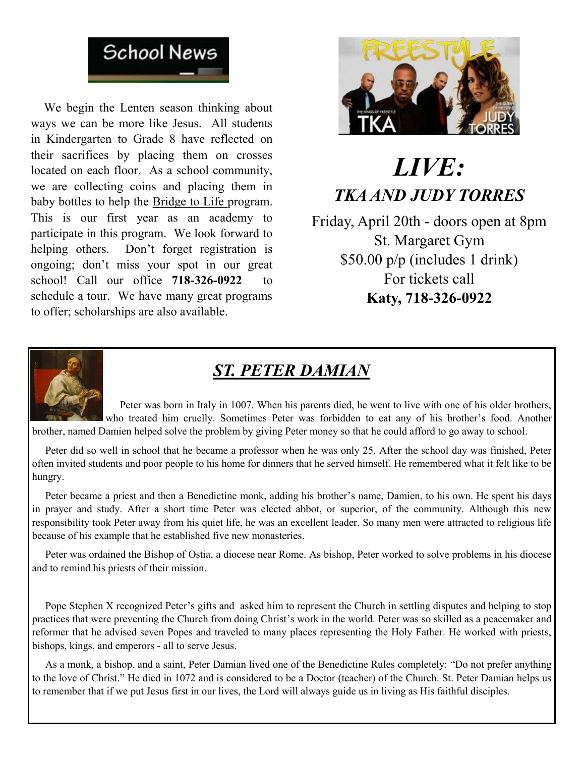## School News

We begin the Lenten season thinking about ways we can be more like Jesus. All students in Kindergarten to Grade 8 have reflected on their sacrifices by placing them on crosses located on each floor. As a school community, we are collecting coins and placing them in baby bottles to help the Bridge to Life program. This is our first year as an academy to participate in this program. We look forward to helping others. Don't forget registration is ongoing; don't miss your spot in our great school! Call our office **718-326-0922** to schedule a tour. We have many great programs to offer; scholarships are also available.

# *LIVE:*

## *TKA AND JUDY TORRES*

Friday, April 20th - doors open at 8pm
St. Margaret Gym
$50.00 p/p (includes 1 drink)
For tickets call
**Katy, 718-326-0922**

## ***ST. PETER DAMIAN***

Peter was born in Italy in 1007. When his parents died, he went to live with one of his older brothers, who treated him cruelly. Sometimes Peter was forbidden to eat any of his brother's food. Another brother, named Damien helped solve the problem by giving Peter money so that he could afford to go away to school.

Peter did so well in school that he became a professor when he was only 25. After the school day was finished, Peter often invited students and poor people to his home for dinners that he served himself. He remembered what it felt like to be hungry.

Peter became a priest and then a Benedictine monk, adding his brother's name, Damien, to his own. He spent his days in prayer and study. After a short time Peter was elected abbot, or superior, of the community. Although this new responsibility took Peter away from his quiet life, he was an excellent leader. So many men were attracted to religious life because of his example that he established five new monasteries.

Peter was ordained the Bishop of Ostia, a diocese near Rome. As bishop, Peter worked to solve problems in his diocese and to remind his priests of their mission.

Pope Stephen X recognized Peter's gifts and asked him to represent the Church in settling disputes and helping to stop practices that were preventing the Church from doing Christ's work in the world. Peter was so skilled as a peacemaker and reformer that he advised seven Popes and traveled to many places representing the Holy Father. He worked with priests, bishops, kings, and emperors - all to serve Jesus.

As a monk, a bishop, and a saint, Peter Damian lived one of the Benedictine Rules completely: "Do not prefer anything to the love of Christ." He died in 1072 and is considered to be a Doctor (teacher) of the Church. St. Peter Damian helps us to remember that if we put Jesus first in our lives, the Lord will always guide us in living as His faithful disciples.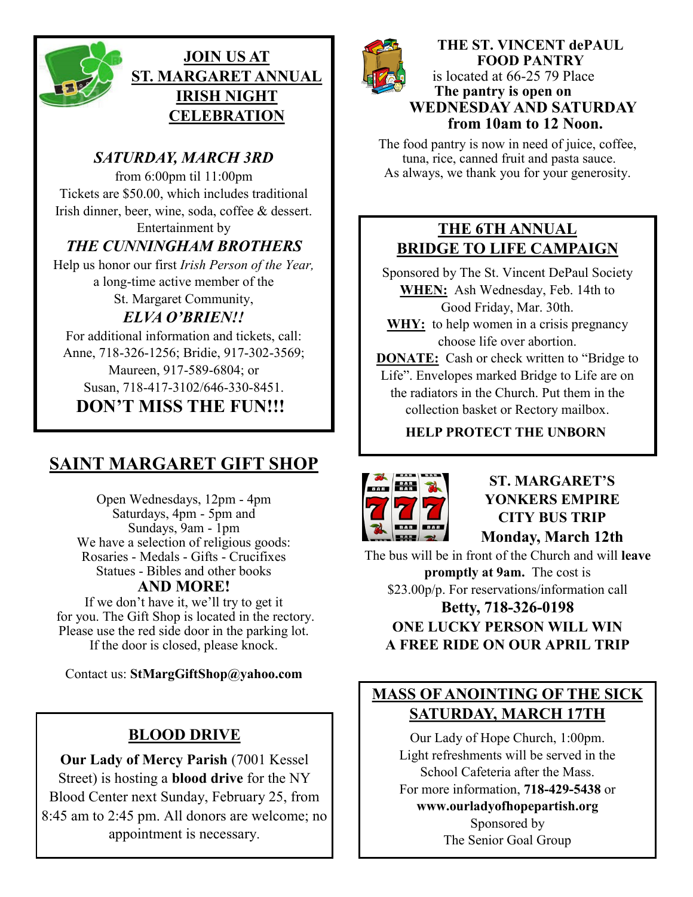## JOIN US AT ST. MARGARET ANNUAL IRISH NIGHT CELEBRATION

***SATURDAY, MARCH 3RD***

from 6:00pm til 11:00pm

Tickets are $50.00, which includes traditional Irish dinner, beer, wine, soda, coffee & dessert.

Entertainment by

***THE CUNNINGHAM BROTHERS***

Help us honor our first *Irish Person of the Year,* a long-time active member of the St. Margaret Community,

***ELVA O'BRIEN!!***

For additional information and tickets, call: Anne, 718-326-1256; Bridie, 917-302-3569; Maureen, 917-589-6804; or Susan, 718-417-3102/646-330-8451.

**DON'T MISS THE FUN!!!**

## SAINT MARGARET GIFT SHOP

Open Wednesdays, 12pm - 4pm
Saturdays, 4pm - 5pm and
Sundays, 9am - 1pm
We have a selection of religious goods:
Rosaries - Medals - Gifts - Crucifixes
Statues - Bibles and other books

**AND MORE!**

If we don't have it, we'll try to get it for you. The Gift Shop is located in the rectory. Please use the red side door in the parking lot. If the door is closed, please knock.

Contact us: **StMargGiftShop@yahoo.com**

## BLOOD DRIVE

**Our Lady of Mercy Parish** (7001 Kessel Street) is hosting a **blood drive** for the NY Blood Center next Sunday, February 25, from 8:45 am to 2:45 pm. All donors are welcome; no appointment is necessary.

## THE ST. VINCENT dePAUL FOOD PANTRY

is located at 66-25 79 Place

**The pantry is open on WEDNESDAY AND SATURDAY from 10am to 12 Noon.**

The food pantry is now in need of juice, coffee, tuna, rice, canned fruit and pasta sauce. As always, we thank you for your generosity.

## THE 6TH ANNUAL BRIDGE TO LIFE CAMPAIGN

Sponsored by The St. Vincent DePaul Society

**WHEN:** Ash Wednesday, Feb. 14th to Good Friday, Mar. 30th.

**WHY:** to help women in a crisis pregnancy choose life over abortion.

**DONATE:** Cash or check written to "Bridge to Life". Envelopes marked Bridge to Life are on the radiators in the Church. Put them in the collection basket or Rectory mailbox.

**HELP PROTECT THE UNBORN**

## ST. MARGARET'S YONKERS EMPIRE CITY BUS TRIP

**Monday, March 12th**

The bus will be in front of the Church and will **leave promptly at 9am.** The cost is $23.00p/p. For reservations/information call

**Betty, 718-326-0198**

**ONE LUCKY PERSON WILL WIN A FREE RIDE ON OUR APRIL TRIP**

## MASS OF ANOINTING OF THE SICK SATURDAY, MARCH 17TH

Our Lady of Hope Church, 1:00pm.
Light refreshments will be served in the School Cafeteria after the Mass.
For more information, **718-429-5438** or **www.ourladyofhopepartish.org**
Sponsored by
The Senior Goal Group